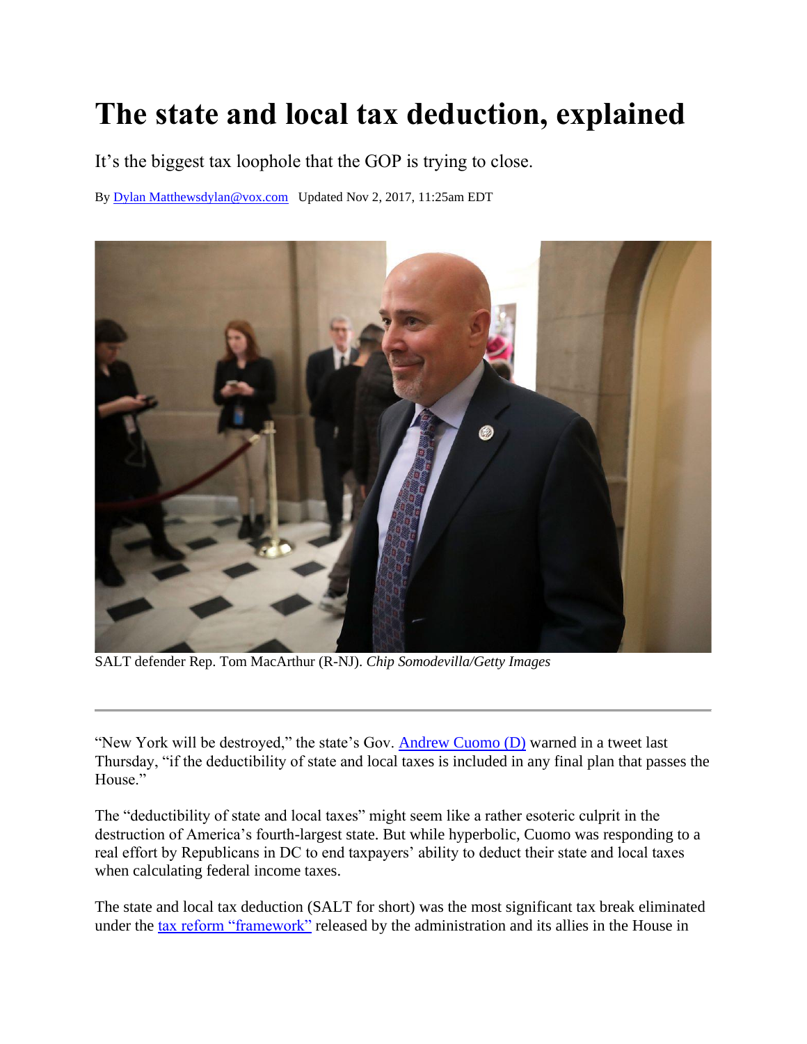# The state and local tax deduction, explained

It's the biggest tax loophole that the GOP is trying to close.

By Dylan Matthewsdylan@vox.com Updated Nov 2, 2017, 11:25am EDT

SALT defender Rep. Tom MacArthur (R-NJ). *Chip Somodevilla/Getty Images*

---

"New York will be destroyed," the state's Gov. Andrew Cuomo (D) warned in a tweet last Thursday, "if the deductibility of state and local taxes is included in any final plan that passes the House."

The "deductibility of state and local taxes" might seem like a rather esoteric culprit in the destruction of America's fourth-largest state. But while hyperbolic, Cuomo was responding to a real effort by Republicans in DC to end taxpayers' ability to deduct their state and local taxes when calculating federal income taxes.

The state and local tax deduction (SALT for short) was the most significant tax break eliminated under the tax reform "framework" released by the administration and its allies in the House in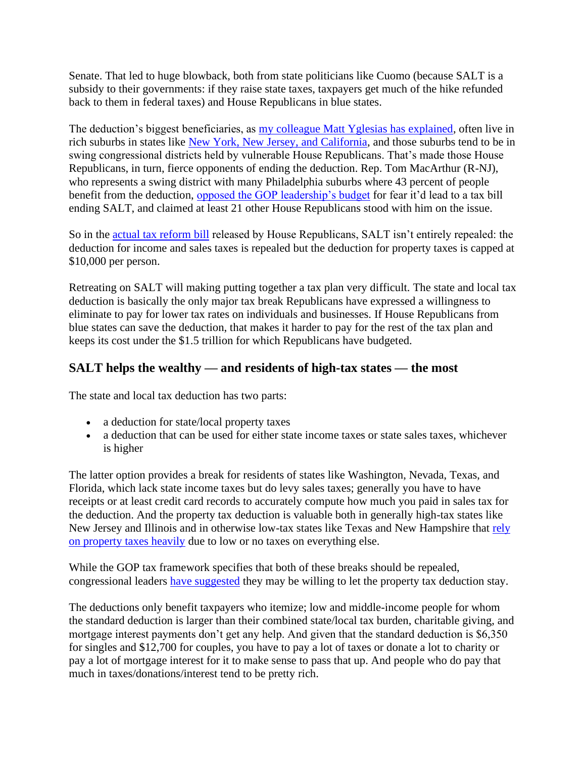Senate. That led to huge blowback, both from state politicians like Cuomo (because SALT is a subsidy to their governments: if they raise state taxes, taxpayers get much of the hike refunded back to them in federal taxes) and House Republicans in blue states.

The deduction's biggest beneficiaries, as my colleague Matt Yglesias has explained, often live in rich suburbs in states like New York, New Jersey, and California, and those suburbs tend to be in swing congressional districts held by vulnerable House Republicans. That's made those House Republicans, in turn, fierce opponents of ending the deduction. Rep. Tom MacArthur (R-NJ), who represents a swing district with many Philadelphia suburbs where 43 percent of people benefit from the deduction, opposed the GOP leadership's budget for fear it'd lead to a tax bill ending SALT, and claimed at least 21 other House Republicans stood with him on the issue.

So in the actual tax reform bill released by House Republicans, SALT isn't entirely repealed: the deduction for income and sales taxes is repealed but the deduction for property taxes is capped at $10,000 per person.

Retreating on SALT will making putting together a tax plan very difficult. The state and local tax deduction is basically the only major tax break Republicans have expressed a willingness to eliminate to pay for lower tax rates on individuals and businesses. If House Republicans from blue states can save the deduction, that makes it harder to pay for the rest of the tax plan and keeps its cost under the $1.5 trillion for which Republicans have budgeted.

## SALT helps the wealthy — and residents of high-tax states — the most

The state and local tax deduction has two parts:

- a deduction for state/local property taxes
- a deduction that can be used for either state income taxes or state sales taxes, whichever is higher

The latter option provides a break for residents of states like Washington, Nevada, Texas, and Florida, which lack state income taxes but do levy sales taxes; generally you have to have receipts or at least credit card records to accurately compute how much you paid in sales tax for the deduction. And the property tax deduction is valuable both in generally high-tax states like New Jersey and Illinois and in otherwise low-tax states like Texas and New Hampshire that rely on property taxes heavily due to low or no taxes on everything else.

While the GOP tax framework specifies that both of these breaks should be repealed, congressional leaders have suggested they may be willing to let the property tax deduction stay.

The deductions only benefit taxpayers who itemize; low and middle-income people for whom the standard deduction is larger than their combined state/local tax burden, charitable giving, and mortgage interest payments don't get any help. And given that the standard deduction is $6,350 for singles and $12,700 for couples, you have to pay a lot of taxes or donate a lot to charity or pay a lot of mortgage interest for it to make sense to pass that up. And people who do pay that much in taxes/donations/interest tend to be pretty rich.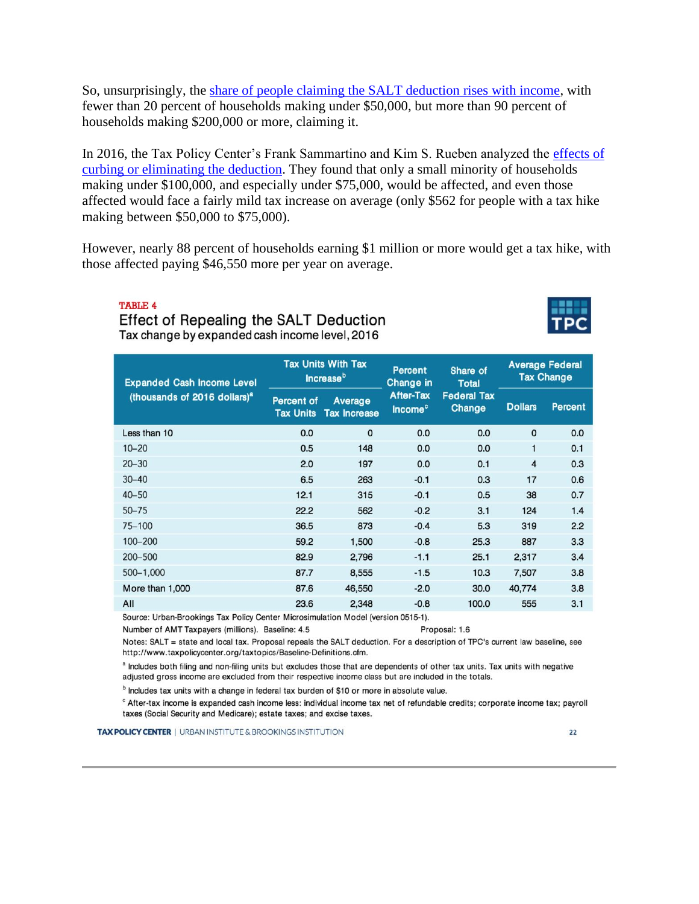So, unsurprisingly, the share of people claiming the SALT deduction rises with income, with fewer than 20 percent of households making under $50,000, but more than 90 percent of households making $200,000 or more, claiming it.

In 2016, the Tax Policy Center's Frank Sammartino and Kim S. Rueben analyzed the effects of curbing or eliminating the deduction. They found that only a small minority of households making under $100,000, and especially under $75,000, would be affected, and even those affected would face a fairly mild tax increase on average (only $562 for people with a tax hike making between $50,000 to $75,000).

However, nearly 88 percent of households earning $1 million or more would get a tax hike, with those affected paying $46,550 more per year on average.

**TABLE 4**

**Effect of Repealing the SALT Deduction**

Tax change by expanded cash income level, 2016

| Expanded Cash Income Level (thousands of 2016 dollars)[a] | Tax Units With Tax Increase[b] | | Percent Change in After-Tax Income[c] | Share of Total Federal Tax Change | Average Federal Tax Change | |
|---|---|---|---|---|---|---|
| | Percent of Tax Units | Average Tax Increase | | | Dollars | Percent |
| Less than 10 | 0.0 | 0 | 0.0 | 0.0 | 0 | 0.0 |
| 10–20 | 0.5 | 148 | 0.0 | 0.0 | 1 | 0.1 |
| 20–30 | 2.0 | 197 | 0.0 | 0.1 | 4 | 0.3 |
| 30–40 | 6.5 | 263 | -0.1 | 0.3 | 17 | 0.6 |
| 40–50 | 12.1 | 315 | -0.1 | 0.5 | 38 | 0.7 |
| 50–75 | 22.2 | 562 | -0.2 | 3.1 | 124 | 1.4 |
| 75–100 | 36.5 | 873 | -0.4 | 5.3 | 319 | 2.2 |
| 100–200 | 59.2 | 1,500 | -0.8 | 25.3 | 887 | 3.3 |
| 200–500 | 82.9 | 2,796 | -1.1 | 25.1 | 2,317 | 3.4 |
| 500–1,000 | 87.7 | 8,555 | -1.5 | 10.3 | 7,507 | 3.8 |
| More than 1,000 | 87.6 | 46,550 | -2.0 | 30.0 | 40,774 | 3.8 |
| All | 23.6 | 2,348 | -0.8 | 100.0 | 555 | 3.1 |

Source: Urban-Brookings Tax Policy Center Microsimulation Model (version 0515-1).

Number of AMT Taxpayers (millions). Baseline: 4.5 Proposal: 1.6

Notes: SALT = state and local tax. Proposal repeals the SALT deduction. For a description of TPC's current law baseline, see http://www.taxpolicycenter.org/taxtopics/Baseline-Definitions.cfm.

[a] Includes both filing and non-filing units but excludes those that are dependents of other tax units. Tax units with negative adjusted gross income are excluded from their respective income class but are included in the totals.

[b] Includes tax units with a change in federal tax burden of $10 or more in absolute value.

[c] After-tax income is expanded cash income less: individual income tax net of refundable credits; corporate income tax; payroll taxes (Social Security and Medicare); estate taxes; and excise taxes.

TAX POLICY CENTER | URBAN INSTITUTE & BROOKINGS INSTITUTION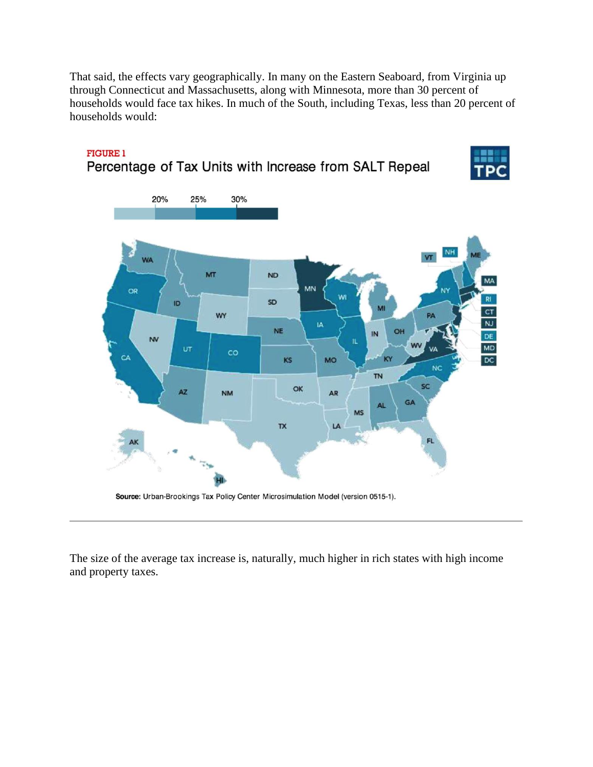That said, the effects vary geographically. In many on the Eastern Seaboard, from Virginia up through Connecticut and Massachusetts, along with Minnesota, more than 30 percent of households would face tax hikes. In much of the South, including Texas, less than 20 percent of households would:

**FIGURE 1**

**Percentage of Tax Units with Increase from SALT Repeal**

**Source:** Urban-Brookings Tax Policy Center Microsimulation Model (version 0515-1).

---

The size of the average tax increase is, naturally, much higher in rich states with high income and property taxes.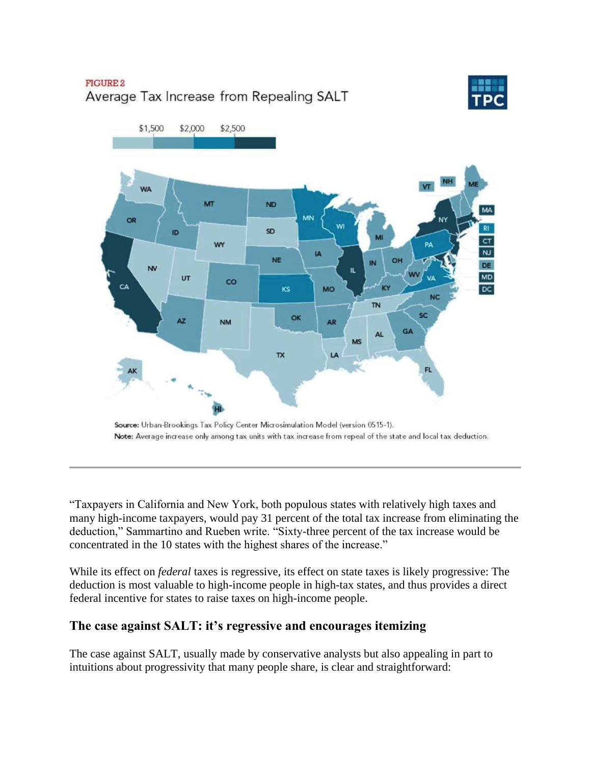FIGURE 2

Average Tax Increase from Repealing SALT

Source: Urban-Brookings Tax Policy Center Microsimulation Model (version 0515-1).

Note: Average increase only among tax units with tax increase from repeal of the state and local tax deduction.

---

"Taxpayers in California and New York, both populous states with relatively high taxes and many high-income taxpayers, would pay 31 percent of the total tax increase from eliminating the deduction," Sammartino and Rueben write. "Sixty-three percent of the tax increase would be concentrated in the 10 states with the highest shares of the increase."

While its effect on *federal* taxes is regressive, its effect on state taxes is likely progressive: The deduction is most valuable to high-income people in high-tax states, and thus provides a direct federal incentive for states to raise taxes on high-income people.

### The case against SALT: it's regressive and encourages itemizing

The case against SALT, usually made by conservative analysts but also appealing in part to intuitions about progressivity that many people share, is clear and straightforward: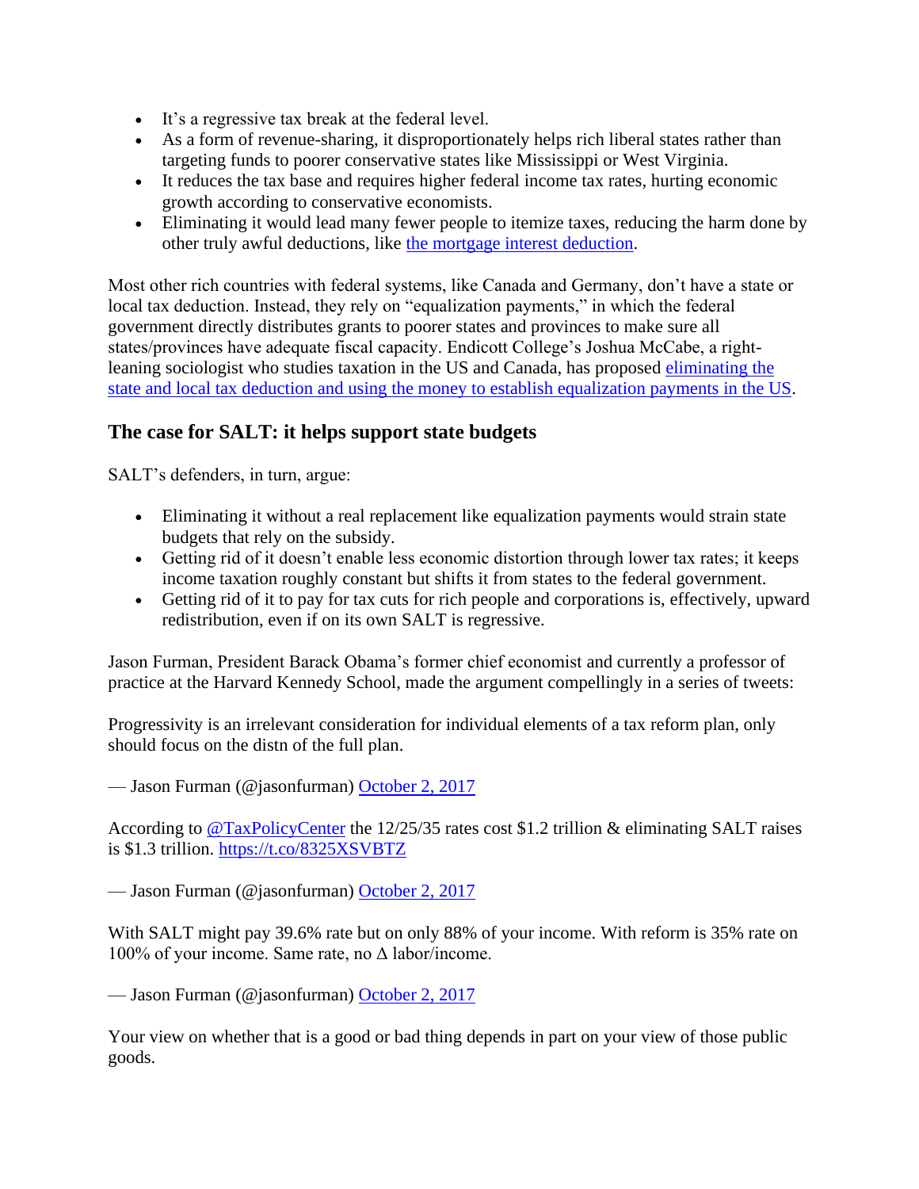- It's a regressive tax break at the federal level.
- As a form of revenue-sharing, it disproportionately helps rich liberal states rather than targeting funds to poorer conservative states like Mississippi or West Virginia.
- It reduces the tax base and requires higher federal income tax rates, hurting economic growth according to conservative economists.
- Eliminating it would lead many fewer people to itemize taxes, reducing the harm done by other truly awful deductions, like [the mortgage interest deduction](#).

Most other rich countries with federal systems, like Canada and Germany, don't have a state or local tax deduction. Instead, they rely on "equalization payments," in which the federal government directly distributes grants to poorer states and provinces to make sure all states/provinces have adequate fiscal capacity. Endicott College's Joshua McCabe, a right-leaning sociologist who studies taxation in the US and Canada, has proposed [eliminating the state and local tax deduction and using the money to establish equalization payments in the US](#).

## The case for SALT: it helps support state budgets

SALT's defenders, in turn, argue:

- Eliminating it without a real replacement like equalization payments would strain state budgets that rely on the subsidy.
- Getting rid of it doesn't enable less economic distortion through lower tax rates; it keeps income taxation roughly constant but shifts it from states to the federal government.
- Getting rid of it to pay for tax cuts for rich people and corporations is, effectively, upward redistribution, even if on its own SALT is regressive.

Jason Furman, President Barack Obama's former chief economist and currently a professor of practice at the Harvard Kennedy School, made the argument compellingly in a series of tweets:

Progressivity is an irrelevant consideration for individual elements of a tax reform plan, only should focus on the distn of the full plan.

— Jason Furman (@jasonfurman) [October 2, 2017](#)

According to [@TaxPolicyCenter](#) the 12/25/35 rates cost $1.2 trillion & eliminating SALT raises is $1.3 trillion. [https://t.co/8325XSVBTZ](https://t.co/8325XSVBTZ)

— Jason Furman (@jasonfurman) [October 2, 2017](#)

With SALT might pay 39.6% rate but on only 88% of your income. With reform is 35% rate on 100% of your income. Same rate, no Δ labor/income.

— Jason Furman (@jasonfurman) [October 2, 2017](#)

Your view on whether that is a good or bad thing depends in part on your view of those public goods.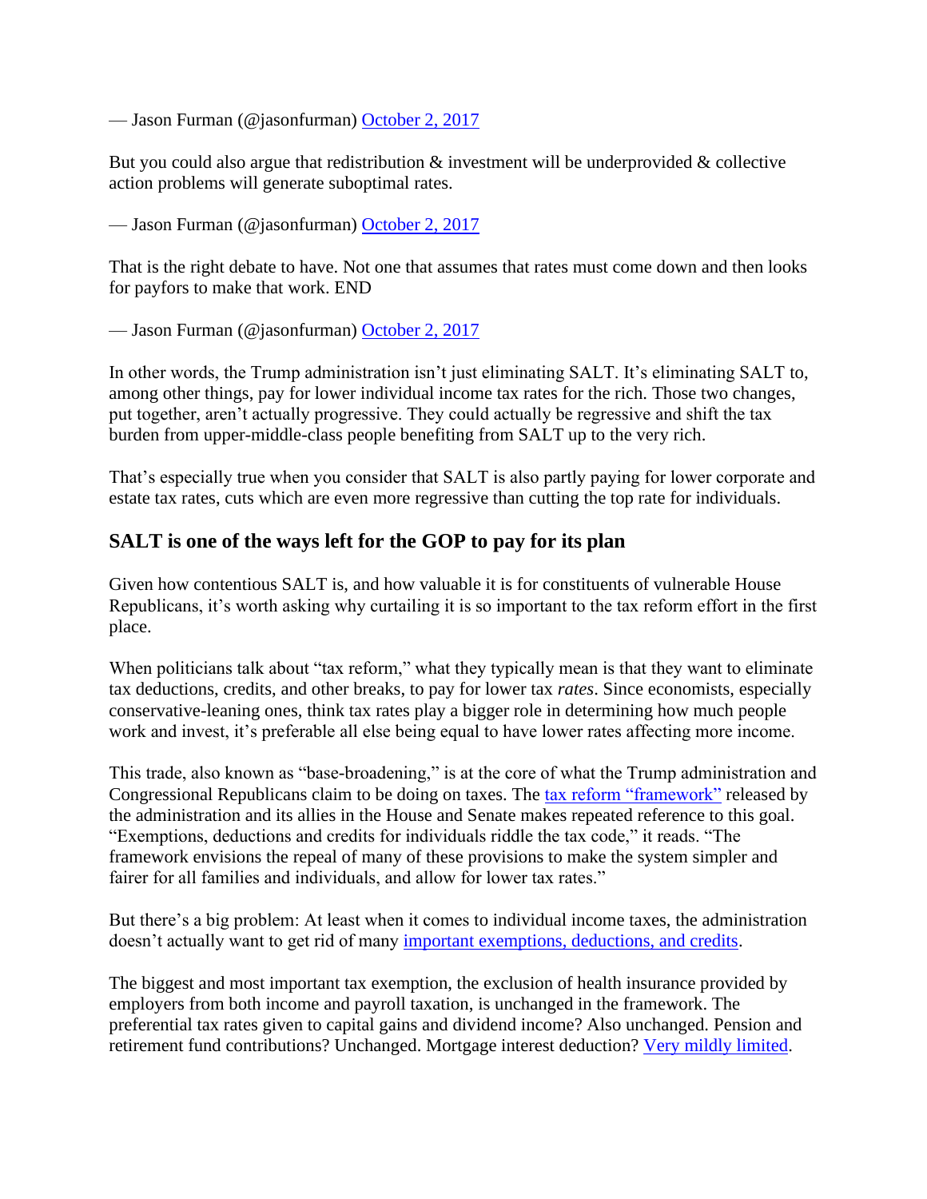— Jason Furman (@jasonfurman) [October 2, 2017]()

But you could also argue that redistribution & investment will be underprovided & collective action problems will generate suboptimal rates.

— Jason Furman (@jasonfurman) [October 2, 2017]()

That is the right debate to have. Not one that assumes that rates must come down and then looks for payfors to make that work. END

— Jason Furman (@jasonfurman) [October 2, 2017]()

In other words, the Trump administration isn't just eliminating SALT. It's eliminating SALT to, among other things, pay for lower individual income tax rates for the rich. Those two changes, put together, aren't actually progressive. They could actually be regressive and shift the tax burden from upper-middle-class people benefiting from SALT up to the very rich.

That's especially true when you consider that SALT is also partly paying for lower corporate and estate tax rates, cuts which are even more regressive than cutting the top rate for individuals.

## SALT is one of the ways left for the GOP to pay for its plan

Given how contentious SALT is, and how valuable it is for constituents of vulnerable House Republicans, it's worth asking why curtailing it is so important to the tax reform effort in the first place.

When politicians talk about "tax reform," what they typically mean is that they want to eliminate tax deductions, credits, and other breaks, to pay for lower tax *rates*. Since economists, especially conservative-leaning ones, think tax rates play a bigger role in determining how much people work and invest, it's preferable all else being equal to have lower rates affecting more income.

This trade, also known as "base-broadening," is at the core of what the Trump administration and Congressional Republicans claim to be doing on taxes. The [tax reform "framework"]() released by the administration and its allies in the House and Senate makes repeated reference to this goal. "Exemptions, deductions and credits for individuals riddle the tax code," it reads. "The framework envisions the repeal of many of these provisions to make the system simpler and fairer for all families and individuals, and allow for lower tax rates."

But there's a big problem: At least when it comes to individual income taxes, the administration doesn't actually want to get rid of many [important exemptions, deductions, and credits]().

The biggest and most important tax exemption, the exclusion of health insurance provided by employers from both income and payroll taxation, is unchanged in the framework. The preferential tax rates given to capital gains and dividend income? Also unchanged. Pension and retirement fund contributions? Unchanged. Mortgage interest deduction? [Very mildly limited]().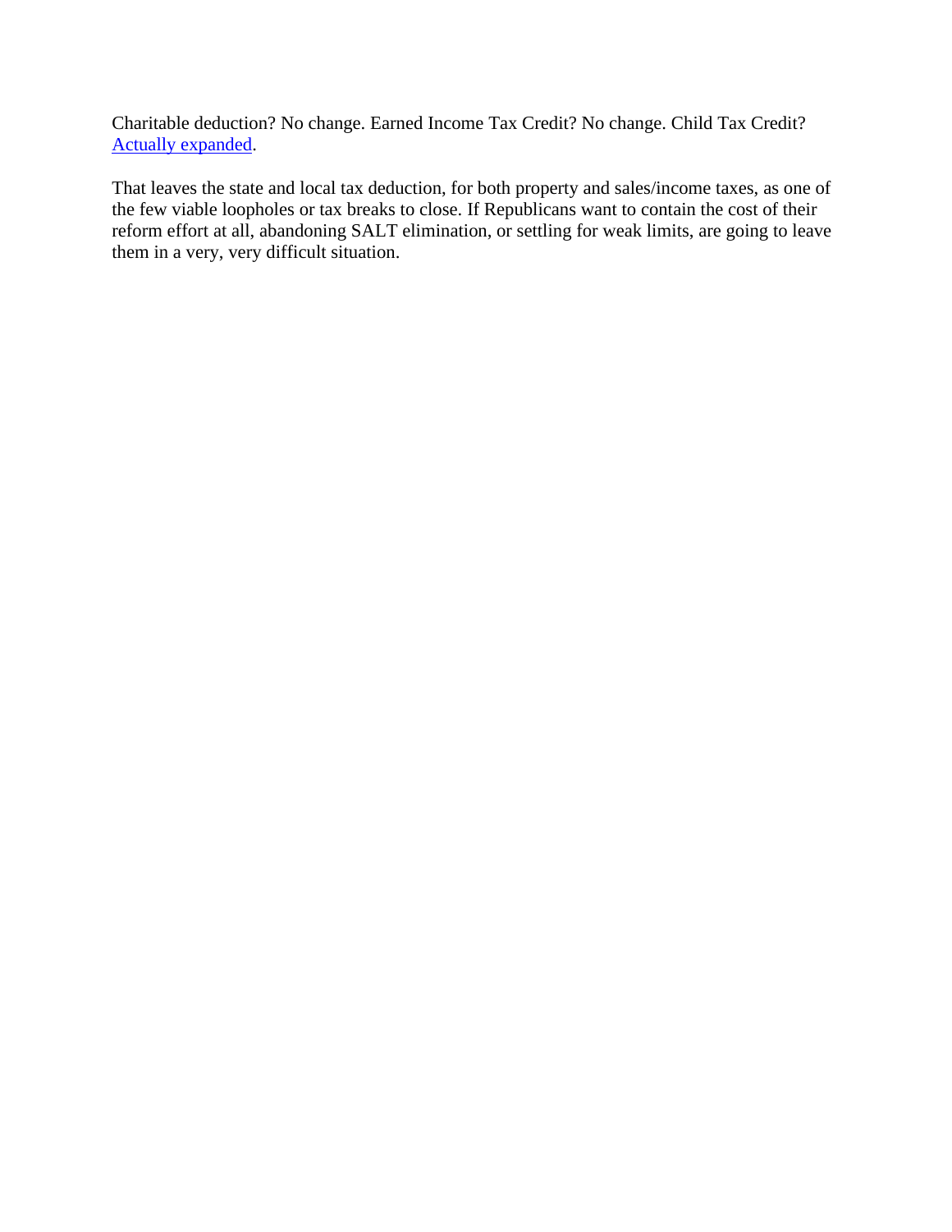Charitable deduction? No change. Earned Income Tax Credit? No change. Child Tax Credit? Actually expanded.

That leaves the state and local tax deduction, for both property and sales/income taxes, as one of the few viable loopholes or tax breaks to close. If Republicans want to contain the cost of their reform effort at all, abandoning SALT elimination, or settling for weak limits, are going to leave them in a very, very difficult situation.